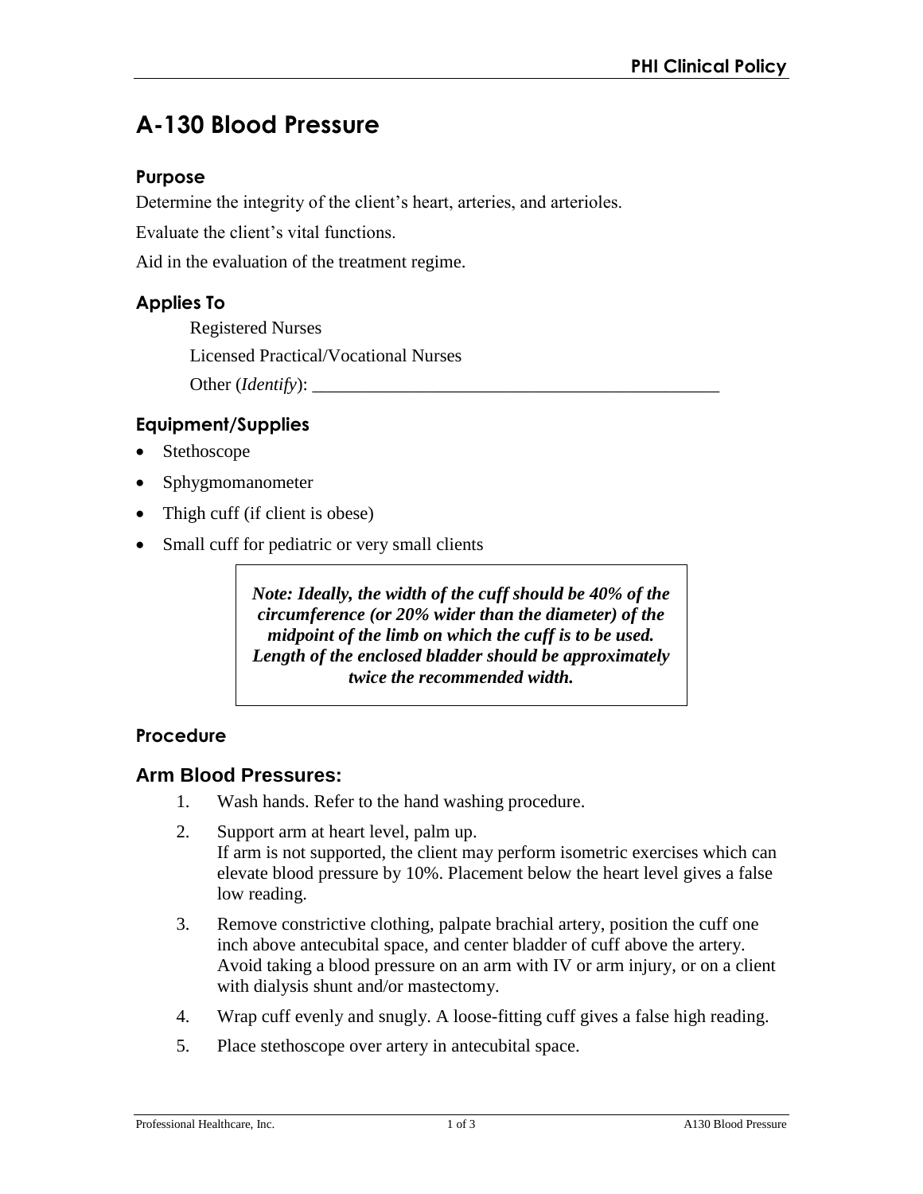# A-130 Blood Pressure

## Purpose

Determine the integrity of the client's heart, arteries, and arterioles.

Evaluate the client's vital functions.

Aid in the evaluation of the treatment regime.

## Applies To

Registered Nurses

Licensed Practical/Vocational Nurses

Other (*Identify*): ______________________________________________

## Equipment/Supplies

- Stethoscope
- Sphygmomanometer
- Thigh cuff (if client is obese)
- Small cuff for pediatric or very small clients

> ***Note: Ideally, the width of the cuff should be 40% of the circumference (or 20% wider than the diameter) of the midpoint of the limb on which the cuff is to be used. Length of the enclosed bladder should be approximately twice the recommended width.***

## Procedure

### Arm Blood Pressures:

1. Wash hands. Refer to the hand washing procedure.
2. Support arm at heart level, palm up.
   If arm is not supported, the client may perform isometric exercises which can elevate blood pressure by 10%. Placement below the heart level gives a false low reading.
3. Remove constrictive clothing, palpate brachial artery, position the cuff one inch above antecubital space, and center bladder of cuff above the artery. Avoid taking a blood pressure on an arm with IV or arm injury, or on a client with dialysis shunt and/or mastectomy.
4. Wrap cuff evenly and snugly. A loose-fitting cuff gives a false high reading.
5. Place stethoscope over artery in antecubital space.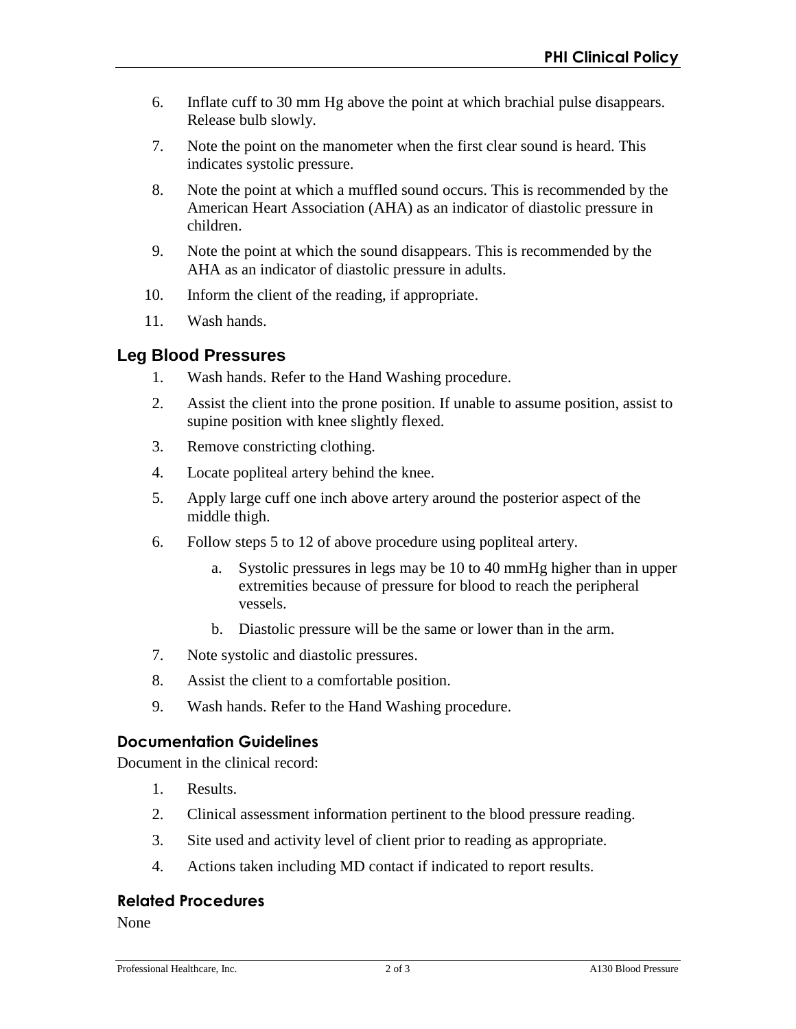6. Inflate cuff to 30 mm Hg above the point at which brachial pulse disappears. Release bulb slowly.
7. Note the point on the manometer when the first clear sound is heard. This indicates systolic pressure.
8. Note the point at which a muffled sound occurs. This is recommended by the American Heart Association (AHA) as an indicator of diastolic pressure in children.
9. Note the point at which the sound disappears. This is recommended by the AHA as an indicator of diastolic pressure in adults.
10. Inform the client of the reading, if appropriate.
11. Wash hands.

## Leg Blood Pressures

1. Wash hands. Refer to the Hand Washing procedure.
2. Assist the client into the prone position. If unable to assume position, assist to supine position with knee slightly flexed.
3. Remove constricting clothing.
4. Locate popliteal artery behind the knee.
5. Apply large cuff one inch above artery around the posterior aspect of the middle thigh.
6. Follow steps 5 to 12 of above procedure using popliteal artery.
   a. Systolic pressures in legs may be 10 to 40 mmHg higher than in upper extremities because of pressure for blood to reach the peripheral vessels.
   b. Diastolic pressure will be the same or lower than in the arm.
7. Note systolic and diastolic pressures.
8. Assist the client to a comfortable position.
9. Wash hands. Refer to the Hand Washing procedure.

### Documentation Guidelines

Document in the clinical record:

1. Results.
2. Clinical assessment information pertinent to the blood pressure reading.
3. Site used and activity level of client prior to reading as appropriate.
4. Actions taken including MD contact if indicated to report results.

### Related Procedures

None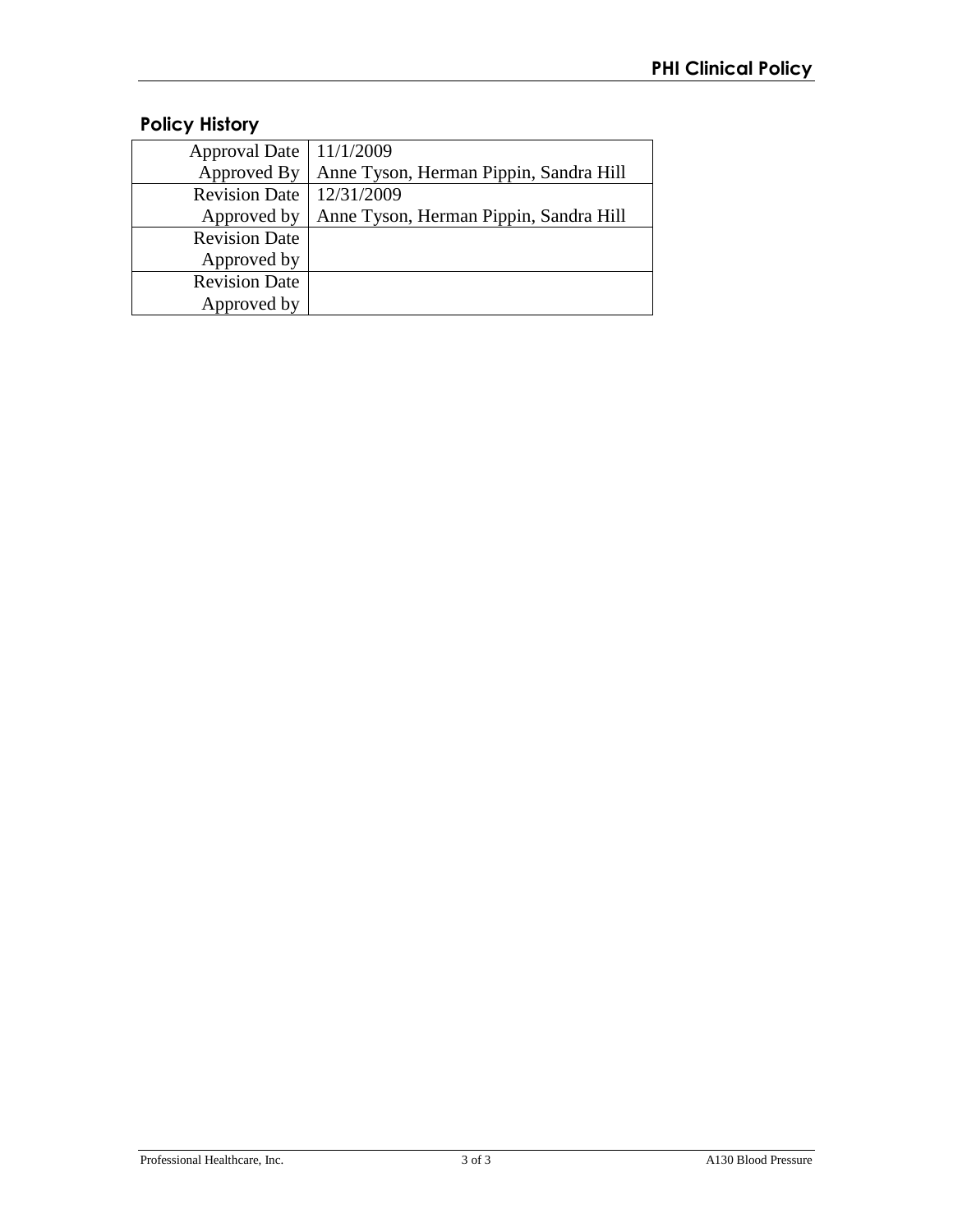## Policy History

| | |
|---|---|
| Approval Date | 11/1/2009 |
| Approved By | Anne Tyson, Herman Pippin, Sandra Hill |
| Revision Date | 12/31/2009 |
| Approved by | Anne Tyson, Herman Pippin, Sandra Hill |
| Revision Date | |
| Approved by | |
| Revision Date | |
| Approved by | |